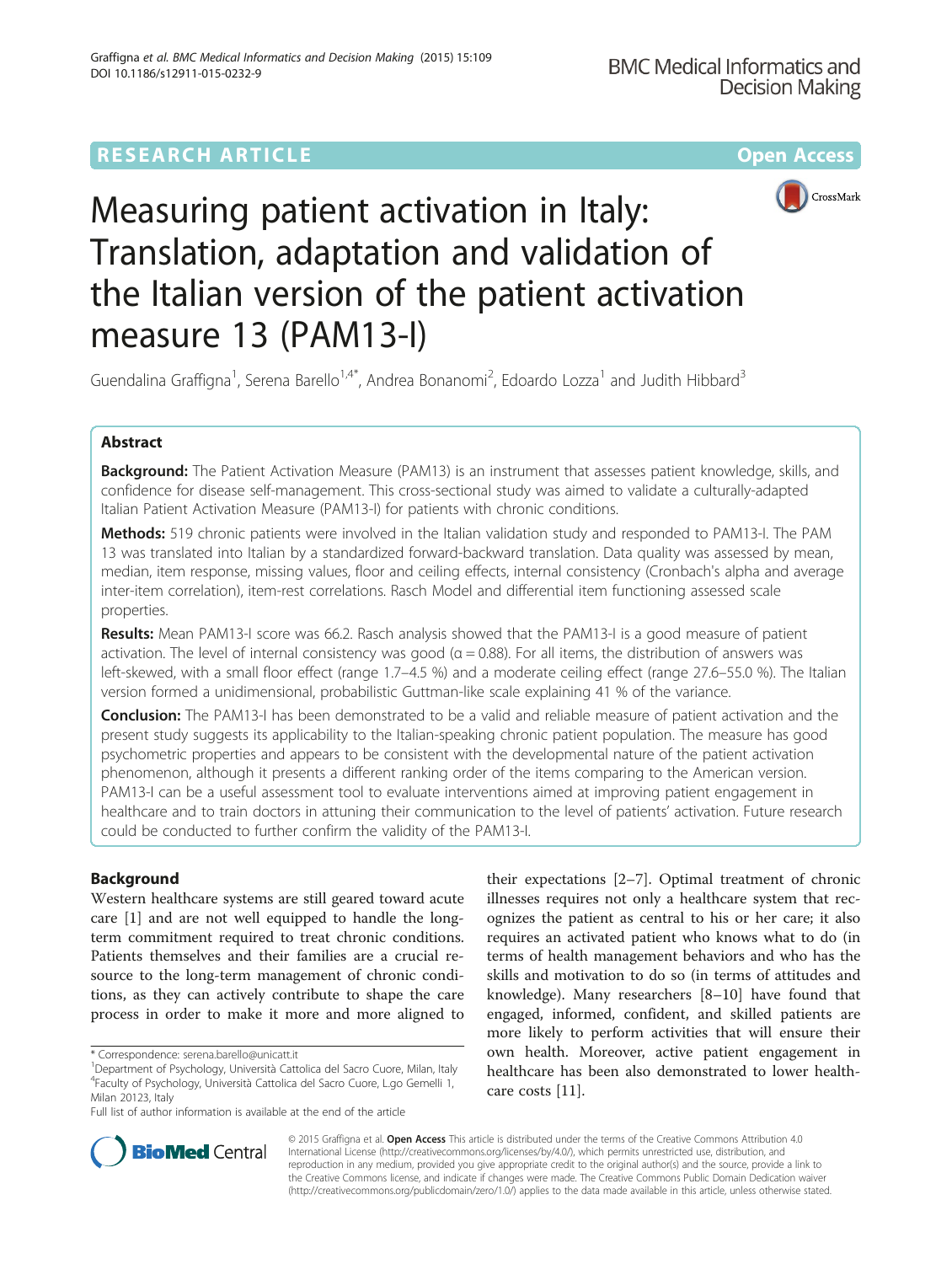RESEARCH ARTICLE

Open Access

# Measuring patient activation in Italy: Translation, adaptation and validation of the Italian version of the patient activation measure 13 (PAM13-I)

Guendalina Graffigna[1], Serena Barello[1,4*], Andrea Bonanomi[2], Edoardo Lozza[1] and Judith Hibbard[3]

## Abstract

**Background:** The Patient Activation Measure (PAM13) is an instrument that assesses patient knowledge, skills, and confidence for disease self-management. This cross-sectional study was aimed to validate a culturally-adapted Italian Patient Activation Measure (PAM13-I) for patients with chronic conditions.

**Methods:** 519 chronic patients were involved in the Italian validation study and responded to PAM13-I. The PAM 13 was translated into Italian by a standardized forward-backward translation. Data quality was assessed by mean, median, item response, missing values, floor and ceiling effects, internal consistency (Cronbach's alpha and average inter-item correlation), item-rest correlations. Rasch Model and differential item functioning assessed scale properties.

**Results:** Mean PAM13-I score was 66.2. Rasch analysis showed that the PAM13-I is a good measure of patient activation. The level of internal consistency was good (α = 0.88). For all items, the distribution of answers was left-skewed, with a small floor effect (range 1.7–4.5 %) and a moderate ceiling effect (range 27.6–55.0 %). The Italian version formed a unidimensional, probabilistic Guttman-like scale explaining 41 % of the variance.

**Conclusion:** The PAM13-I has been demonstrated to be a valid and reliable measure of patient activation and the present study suggests its applicability to the Italian-speaking chronic patient population. The measure has good psychometric properties and appears to be consistent with the developmental nature of the patient activation phenomenon, although it presents a different ranking order of the items comparing to the American version. PAM13-I can be a useful assessment tool to evaluate interventions aimed at improving patient engagement in healthcare and to train doctors in attuning their communication to the level of patients' activation. Future research could be conducted to further confirm the validity of the PAM13-I.

## Background

Western healthcare systems are still geared toward acute care [1] and are not well equipped to handle the long-term commitment required to treat chronic conditions. Patients themselves and their families are a crucial resource to the long-term management of chronic conditions, as they can actively contribute to shape the care process in order to make it more and more aligned to their expectations [2–7]. Optimal treatment of chronic illnesses requires not only a healthcare system that recognizes the patient as central to his or her care; it also requires an activated patient who knows what to do (in terms of health management behaviors and who has the skills and motivation to do so (in terms of attitudes and knowledge). Many researchers [8–10] have found that engaged, informed, confident, and skilled patients are more likely to perform activities that will ensure their own health. Moreover, active patient engagement in healthcare has been also demonstrated to lower healthcare costs [11].

\* Correspondence: serena.barello@unicatt.it
[1]Department of Psychology, Università Cattolica del Sacro Cuore, Milan, Italy
[4]Faculty of Psychology, Università Cattolica del Sacro Cuore, L.go Gemelli 1, Milan 20123, Italy
Full list of author information is available at the end of the article

© 2015 Graffigna et al. **Open Access** This article is distributed under the terms of the Creative Commons Attribution 4.0 International License (http://creativecommons.org/licenses/by/4.0/), which permits unrestricted use, distribution, and reproduction in any medium, provided you give appropriate credit to the original author(s) and the source, provide a link to the Creative Commons license, and indicate if changes were made. The Creative Commons Public Domain Dedication waiver (http://creativecommons.org/publicdomain/zero/1.0/) applies to the data made available in this article, unless otherwise stated.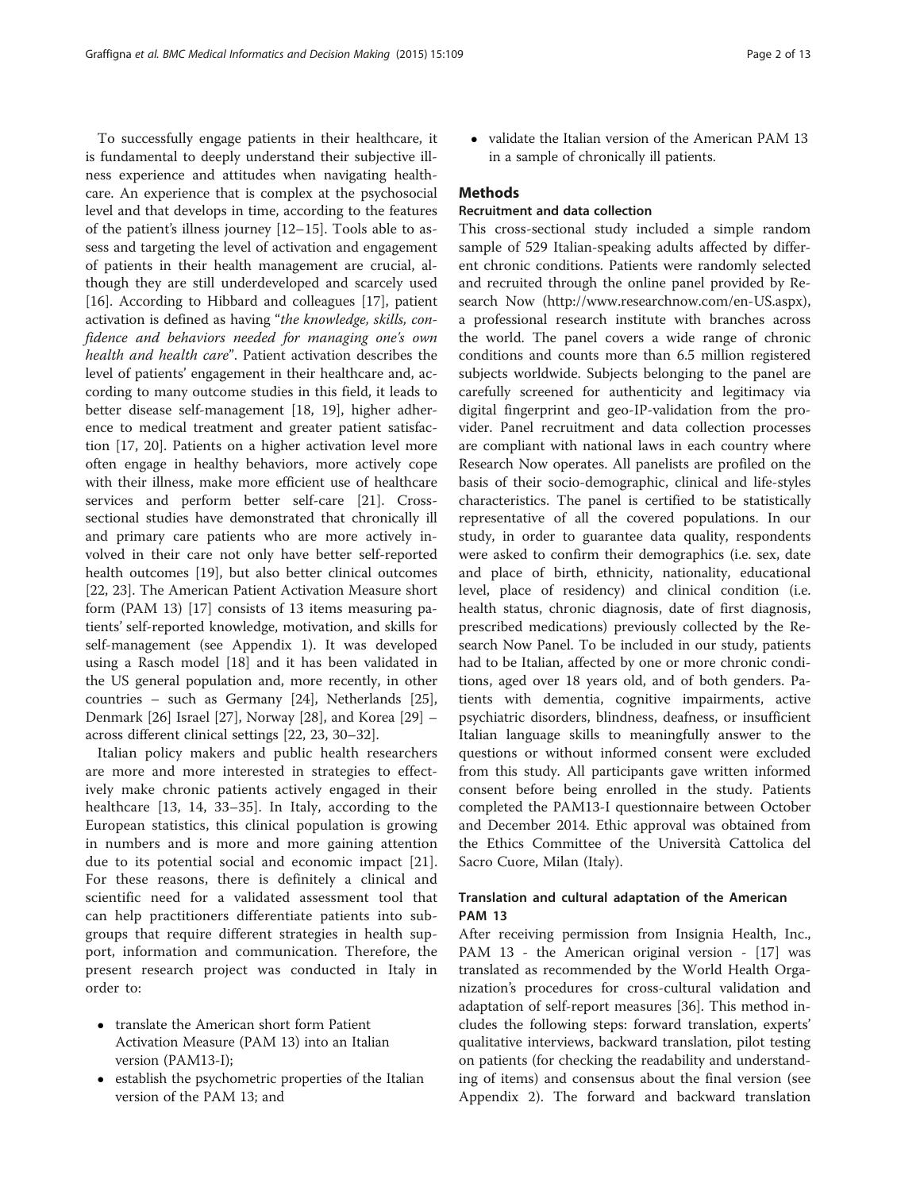To successfully engage patients in their healthcare, it is fundamental to deeply understand their subjective illness experience and attitudes when navigating healthcare. An experience that is complex at the psychosocial level and that develops in time, according to the features of the patient's illness journey [12–15]. Tools able to assess and targeting the level of activation and engagement of patients in their health management are crucial, although they are still underdeveloped and scarcely used [16]. According to Hibbard and colleagues [17], patient activation is defined as having "*the knowledge, skills, confidence and behaviors needed for managing one's own health and health care*". Patient activation describes the level of patients' engagement in their healthcare and, according to many outcome studies in this field, it leads to better disease self-management [18, 19], higher adherence to medical treatment and greater patient satisfaction [17, 20]. Patients on a higher activation level more often engage in healthy behaviors, more actively cope with their illness, make more efficient use of healthcare services and perform better self-care [21]. Cross-sectional studies have demonstrated that chronically ill and primary care patients who are more actively involved in their care not only have better self-reported health outcomes [19], but also better clinical outcomes [22, 23]. The American Patient Activation Measure short form (PAM 13) [17] consists of 13 items measuring patients' self-reported knowledge, motivation, and skills for self-management (see Appendix 1). It was developed using a Rasch model [18] and it has been validated in the US general population and, more recently, in other countries – such as Germany [24], Netherlands [25], Denmark [26] Israel [27], Norway [28], and Korea [29] – across different clinical settings [22, 23, 30–32].

Italian policy makers and public health researchers are more and more interested in strategies to effectively make chronic patients actively engaged in their healthcare [13, 14, 33–35]. In Italy, according to the European statistics, this clinical population is growing in numbers and is more and more gaining attention due to its potential social and economic impact [21]. For these reasons, there is definitely a clinical and scientific need for a validated assessment tool that can help practitioners differentiate patients into subgroups that require different strategies in health support, information and communication. Therefore, the present research project was conducted in Italy in order to:

- translate the American short form Patient Activation Measure (PAM 13) into an Italian version (PAM13-I);
- establish the psychometric properties of the Italian version of the PAM 13; and
- validate the Italian version of the American PAM 13 in a sample of chronically ill patients.

## Methods

### Recruitment and data collection

This cross-sectional study included a simple random sample of 529 Italian-speaking adults affected by different chronic conditions. Patients were randomly selected and recruited through the online panel provided by Research Now (http://www.researchnow.com/en-US.aspx), a professional research institute with branches across the world. The panel covers a wide range of chronic conditions and counts more than 6.5 million registered subjects worldwide. Subjects belonging to the panel are carefully screened for authenticity and legitimacy via digital fingerprint and geo-IP-validation from the provider. Panel recruitment and data collection processes are compliant with national laws in each country where Research Now operates. All panelists are profiled on the basis of their socio-demographic, clinical and life-styles characteristics. The panel is certified to be statistically representative of all the covered populations. In our study, in order to guarantee data quality, respondents were asked to confirm their demographics (i.e. sex, date and place of birth, ethnicity, nationality, educational level, place of residency) and clinical condition (i.e. health status, chronic diagnosis, date of first diagnosis, prescribed medications) previously collected by the Research Now Panel. To be included in our study, patients had to be Italian, affected by one or more chronic conditions, aged over 18 years old, and of both genders. Patients with dementia, cognitive impairments, active psychiatric disorders, blindness, deafness, or insufficient Italian language skills to meaningfully answer to the questions or without informed consent were excluded from this study. All participants gave written informed consent before being enrolled in the study. Patients completed the PAM13-I questionnaire between October and December 2014. Ethic approval was obtained from the Ethics Committee of the Università Cattolica del Sacro Cuore, Milan (Italy).

### Translation and cultural adaptation of the American PAM 13

After receiving permission from Insignia Health, Inc., PAM 13 - the American original version - [17] was translated as recommended by the World Health Organization's procedures for cross-cultural validation and adaptation of self-report measures [36]. This method includes the following steps: forward translation, experts' qualitative interviews, backward translation, pilot testing on patients (for checking the readability and understanding of items) and consensus about the final version (see Appendix 2). The forward and backward translation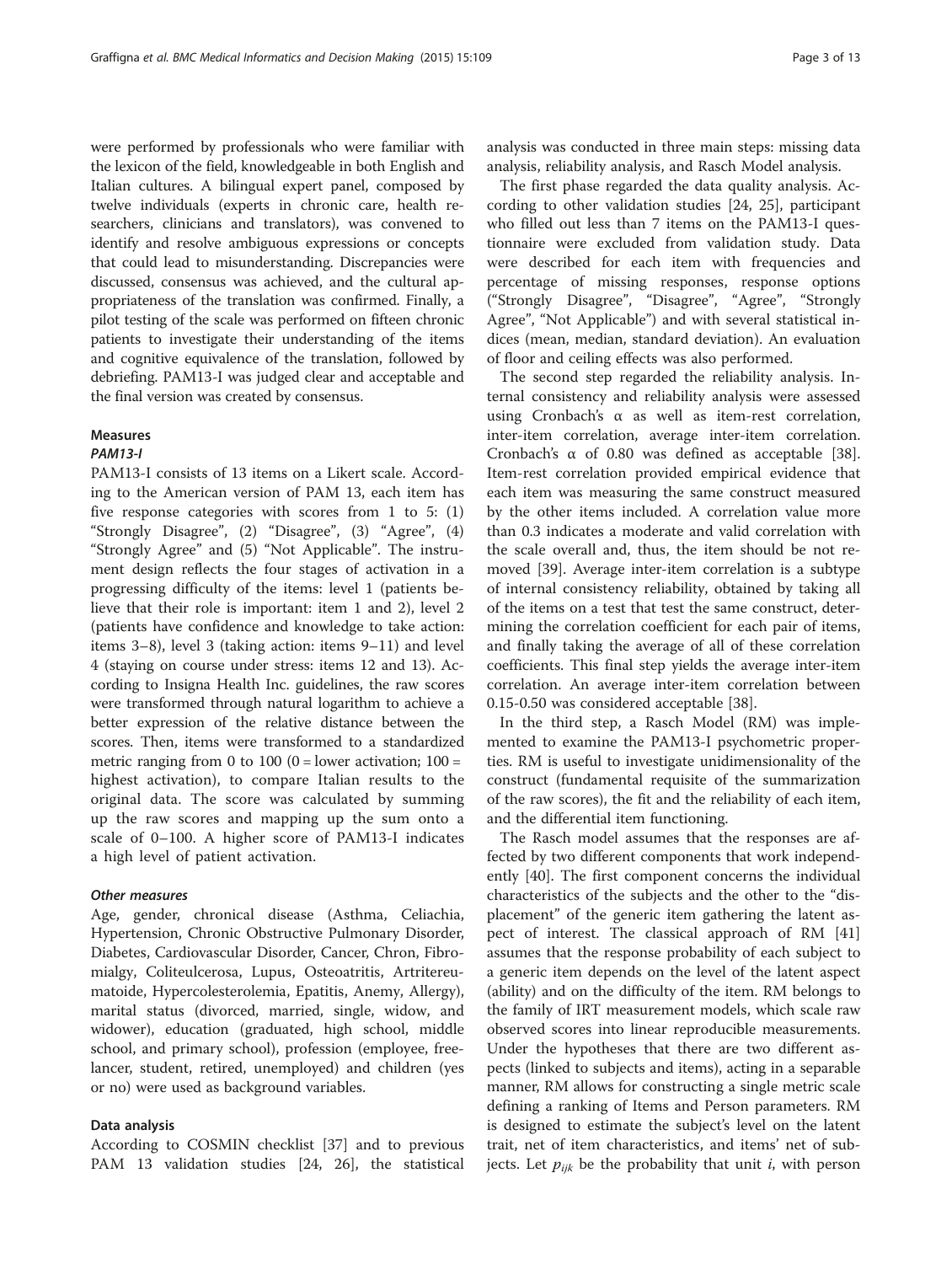were performed by professionals who were familiar with the lexicon of the field, knowledgeable in both English and Italian cultures. A bilingual expert panel, composed by twelve individuals (experts in chronic care, health researchers, clinicians and translators), was convened to identify and resolve ambiguous expressions or concepts that could lead to misunderstanding. Discrepancies were discussed, consensus was achieved, and the cultural appropriateness of the translation was confirmed. Finally, a pilot testing of the scale was performed on fifteen chronic patients to investigate their understanding of the items and cognitive equivalence of the translation, followed by debriefing. PAM13-I was judged clear and acceptable and the final version was created by consensus.

## Measures

### PAM13-I

PAM13-I consists of 13 items on a Likert scale. According to the American version of PAM 13, each item has five response categories with scores from 1 to 5: (1) "Strongly Disagree", (2) "Disagree", (3) "Agree", (4) "Strongly Agree" and (5) "Not Applicable". The instrument design reflects the four stages of activation in a progressing difficulty of the items: level 1 (patients believe that their role is important: item 1 and 2), level 2 (patients have confidence and knowledge to take action: items 3–8), level 3 (taking action: items 9–11) and level 4 (staying on course under stress: items 12 and 13). According to Insigna Health Inc. guidelines, the raw scores were transformed through natural logarithm to achieve a better expression of the relative distance between the scores. Then, items were transformed to a standardized metric ranging from 0 to 100 (0 = lower activation; 100 = highest activation), to compare Italian results to the original data. The score was calculated by summing up the raw scores and mapping up the sum onto a scale of 0–100. A higher score of PAM13-I indicates a high level of patient activation.

### Other measures

Age, gender, chronical disease (Asthma, Celiachia, Hypertension, Chronic Obstructive Pulmonary Disorder, Diabetes, Cardiovascular Disorder, Cancer, Chron, Fibromialgy, Coliteulcerosa, Lupus, Osteoatritis, Artritereumatoide, Hypercolesterolemia, Epatitis, Anemy, Allergy), marital status (divorced, married, single, widow, and widower), education (graduated, high school, middle school, and primary school), profession (employee, freelancer, student, retired, unemployed) and children (yes or no) were used as background variables.

## Data analysis

According to COSMIN checklist [37] and to previous PAM 13 validation studies [24, 26], the statistical analysis was conducted in three main steps: missing data analysis, reliability analysis, and Rasch Model analysis.

The first phase regarded the data quality analysis. According to other validation studies [24, 25], participant who filled out less than 7 items on the PAM13-I questionnaire were excluded from validation study. Data were described for each item with frequencies and percentage of missing responses, response options ("Strongly Disagree", "Disagree", "Agree", "Strongly Agree", "Not Applicable") and with several statistical indices (mean, median, standard deviation). An evaluation of floor and ceiling effects was also performed.

The second step regarded the reliability analysis. Internal consistency and reliability analysis were assessed using Cronbach's α as well as item-rest correlation, inter-item correlation, average inter-item correlation. Cronbach's α of 0.80 was defined as acceptable [38]. Item-rest correlation provided empirical evidence that each item was measuring the same construct measured by the other items included. A correlation value more than 0.3 indicates a moderate and valid correlation with the scale overall and, thus, the item should be not removed [39]. Average inter-item correlation is a subtype of internal consistency reliability, obtained by taking all of the items on a test that test the same construct, determining the correlation coefficient for each pair of items, and finally taking the average of all of these correlation coefficients. This final step yields the average inter-item correlation. An average inter-item correlation between 0.15-0.50 was considered acceptable [38].

In the third step, a Rasch Model (RM) was implemented to examine the PAM13-I psychometric properties. RM is useful to investigate unidimensionality of the construct (fundamental requisite of the summarization of the raw scores), the fit and the reliability of each item, and the differential item functioning.

The Rasch model assumes that the responses are affected by two different components that work independently [40]. The first component concerns the individual characteristics of the subjects and the other to the "displacement" of the generic item gathering the latent aspect of interest. The classical approach of RM [41] assumes that the response probability of each subject to a generic item depends on the level of the latent aspect (ability) and on the difficulty of the item. RM belongs to the family of IRT measurement models, which scale raw observed scores into linear reproducible measurements. Under the hypotheses that there are two different aspects (linked to subjects and items), acting in a separable manner, RM allows for constructing a single metric scale defining a ranking of Items and Person parameters. RM is designed to estimate the subject's level on the latent trait, net of item characteristics, and items' net of subjects. Let $p_{ijk}$ be the probability that unit $i$, with person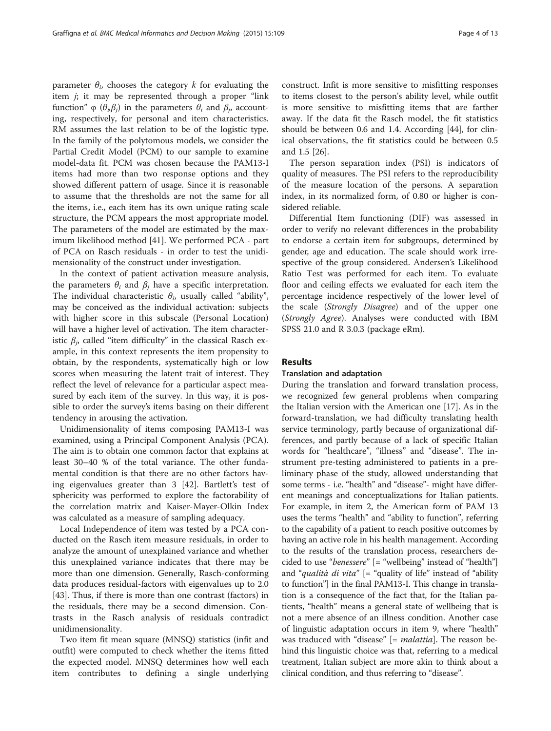parameter $\theta_i$, chooses the category $k$ for evaluating the item $j$; it may be represented through a proper "link function" $\varphi$ ($\theta_i$,$\beta_j$) in the parameters $\theta_i$ and $\beta_j$, accounting, respectively, for personal and item characteristics. RM assumes the last relation to be of the logistic type. In the family of the polytomous models, we consider the Partial Credit Model (PCM) to our sample to examine model-data fit. PCM was chosen because the PAM13-I items had more than two response options and they showed different pattern of usage. Since it is reasonable to assume that the thresholds are not the same for all the items, i.e., each item has its own unique rating scale structure, the PCM appears the most appropriate model. The parameters of the model are estimated by the maximum likelihood method [41]. We performed PCA - part of PCA on Rasch residuals - in order to test the unidimensionality of the construct under investigation.

In the context of patient activation measure analysis, the parameters $\theta_i$ and $\beta_j$ have a specific interpretation. The individual characteristic $\theta_i$, usually called "ability", may be conceived as the individual activation: subjects with higher score in this subscale (Personal Location) will have a higher level of activation. The item characteristic $\beta_j$, called "item difficulty" in the classical Rasch example, in this context represents the item propensity to obtain, by the respondents, systematically high or low scores when measuring the latent trait of interest. They reflect the level of relevance for a particular aspect measured by each item of the survey. In this way, it is possible to order the survey's items basing on their different tendency in arousing the activation.

Unidimensionality of items composing PAM13-I was examined, using a Principal Component Analysis (PCA). The aim is to obtain one common factor that explains at least 30–40 % of the total variance. The other fundamental condition is that there are no other factors having eigenvalues greater than 3 [42]. Bartlett's test of sphericity was performed to explore the factorability of the correlation matrix and Kaiser-Mayer-Olkin Index was calculated as a measure of sampling adequacy.

Local Independence of item was tested by a PCA conducted on the Rasch item measure residuals, in order to analyze the amount of unexplained variance and whether this unexplained variance indicates that there may be more than one dimension. Generally, Rasch-conforming data produces residual-factors with eigenvalues up to 2.0 [43]. Thus, if there is more than one contrast (factors) in the residuals, there may be a second dimension. Contrasts in the Rasch analysis of residuals contradict unidimensionality.

Two item fit mean square (MNSQ) statistics (infit and outfit) were computed to check whether the items fitted the expected model. MNSQ determines how well each item contributes to defining a single underlying construct. Infit is more sensitive to misfitting responses to items closest to the person's ability level, while outfit is more sensitive to misfitting items that are farther away. If the data fit the Rasch model, the fit statistics should be between 0.6 and 1.4. According [44], for clinical observations, the fit statistics could be between 0.5 and 1.5 [26].

The person separation index (PSI) is indicators of quality of measures. The PSI refers to the reproducibility of the measure location of the persons. A separation index, in its normalized form, of 0.80 or higher is considered reliable.

Differential Item functioning (DIF) was assessed in order to verify no relevant differences in the probability to endorse a certain item for subgroups, determined by gender, age and education. The scale should work irrespective of the group considered. Andersen's Likelihood Ratio Test was performed for each item. To evaluate floor and ceiling effects we evaluated for each item the percentage incidence respectively of the lower level of the scale (*Strongly Disagree*) and of the upper one (*Strongly Agree*). Analyses were conducted with IBM SPSS 21.0 and R 3.0.3 (package eRm).

## Results

### Translation and adaptation

During the translation and forward translation process, we recognized few general problems when comparing the Italian version with the American one [17]. As in the forward-translation, we had difficulty translating health service terminology, partly because of organizational differences, and partly because of a lack of specific Italian words for "healthcare", "illness" and "disease". The instrument pre-testing administered to patients in a preliminary phase of the study, allowed understanding that some terms - i.e. "health" and "disease"- might have different meanings and conceptualizations for Italian patients. For example, in item 2, the American form of PAM 13 uses the terms "health" and "ability to function", referring to the capability of a patient to reach positive outcomes by having an active role in his health management. According to the results of the translation process, researchers decided to use "*benessere*" [= "wellbeing" instead of "health"] and "*qualità di vita*" [= "quality of life" instead of "ability to function"] in the final PAM13-I. This change in translation is a consequence of the fact that, for the Italian patients, "health" means a general state of wellbeing that is not a mere absence of an illness condition. Another case of linguistic adaptation occurs in item 9, where "health" was traduced with "disease" [= *malattia*]. The reason behind this linguistic choice was that, referring to a medical treatment, Italian subject are more akin to think about a clinical condition, and thus referring to "disease".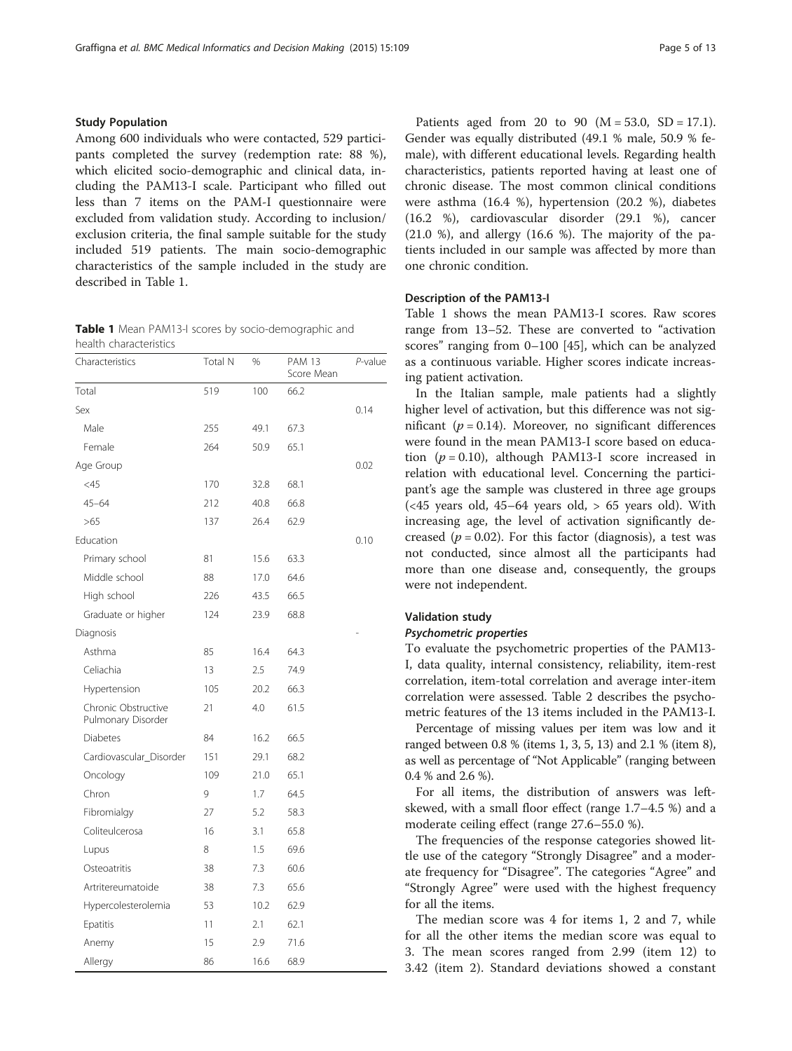### Study Population

Among 600 individuals who were contacted, 529 participants completed the survey (redemption rate: 88 %), which elicited socio-demographic and clinical data, including the PAM13-I scale. Participant who filled out less than 7 items on the PAM-I questionnaire were excluded from validation study. According to inclusion/exclusion criteria, the final sample suitable for the study included 519 patients. The main socio-demographic characteristics of the sample included in the study are described in Table 1.

**Table 1** Mean PAM13-I scores by socio-demographic and health characteristics

| Characteristics | Total N | % | PAM 13 Score Mean | *P*-value |
|---|---|---|---|---|
| Total | 519 | 100 | 66.2 | |
| Sex | | | | 0.14 |
| Male | 255 | 49.1 | 67.3 | |
| Female | 264 | 50.9 | 65.1 | |
| Age Group | | | | 0.02 |
| <45 | 170 | 32.8 | 68.1 | |
| 45–64 | 212 | 40.8 | 66.8 | |
| >65 | 137 | 26.4 | 62.9 | |
| Education | | | | 0.10 |
| Primary school | 81 | 15.6 | 63.3 | |
| Middle school | 88 | 17.0 | 64.6 | |
| High school | 226 | 43.5 | 66.5 | |
| Graduate or higher | 124 | 23.9 | 68.8 | |
| Diagnosis | | | | - |
| Asthma | 85 | 16.4 | 64.3 | |
| Celiachia | 13 | 2.5 | 74.9 | |
| Hypertension | 105 | 20.2 | 66.3 | |
| Chronic Obstructive Pulmonary Disorder | 21 | 4.0 | 61.5 | |
| Diabetes | 84 | 16.2 | 66.5 | |
| Cardiovascular_Disorder | 151 | 29.1 | 68.2 | |
| Oncology | 109 | 21.0 | 65.1 | |
| Chron | 9 | 1.7 | 64.5 | |
| Fibromialgy | 27 | 5.2 | 58.3 | |
| Coliteulcerosa | 16 | 3.1 | 65.8 | |
| Lupus | 8 | 1.5 | 69.6 | |
| Osteoatritis | 38 | 7.3 | 60.6 | |
| Artritereumatoide | 38 | 7.3 | 65.6 | |
| Hypercolesterolemia | 53 | 10.2 | 62.9 | |
| Epatitis | 11 | 2.1 | 62.1 | |
| Anemy | 15 | 2.9 | 71.6 | |
| Allergy | 86 | 16.6 | 68.9 | |

Patients aged from 20 to 90 (M = 53.0, SD = 17.1). Gender was equally distributed (49.1 % male, 50.9 % female), with different educational levels. Regarding health characteristics, patients reported having at least one of chronic disease. The most common clinical conditions were asthma (16.4 %), hypertension (20.2 %), diabetes (16.2 %), cardiovascular disorder (29.1 %), cancer (21.0 %), and allergy (16.6 %). The majority of the patients included in our sample was affected by more than one chronic condition.

### Description of the PAM13-I

Table 1 shows the mean PAM13-I scores. Raw scores range from 13–52. These are converted to "activation scores" ranging from 0–100 [45], which can be analyzed as a continuous variable. Higher scores indicate increasing patient activation.

In the Italian sample, male patients had a slightly higher level of activation, but this difference was not significant ($p = 0.14$). Moreover, no significant differences were found in the mean PAM13-I score based on education ($p = 0.10$), although PAM13-I score increased in relation with educational level. Concerning the participant's age the sample was clustered in three age groups (<45 years old, 45–64 years old, > 65 years old). With increasing age, the level of activation significantly decreased ($p = 0.02$). For this factor (diagnosis), a test was not conducted, since almost all the participants had more than one disease and, consequently, the groups were not independent.

### Validation study

#### *Psychometric properties*

To evaluate the psychometric properties of the PAM13-I, data quality, internal consistency, reliability, item-rest correlation, item-total correlation and average inter-item correlation were assessed. Table 2 describes the psychometric features of the 13 items included in the PAM13-I.

Percentage of missing values per item was low and it ranged between 0.8 % (items 1, 3, 5, 13) and 2.1 % (item 8), as well as percentage of "Not Applicable" (ranging between 0.4 % and 2.6 %).

For all items, the distribution of answers was left-skewed, with a small floor effect (range 1.7–4.5 %) and a moderate ceiling effect (range 27.6–55.0 %).

The frequencies of the response categories showed little use of the category "Strongly Disagree" and a moderate frequency for "Disagree". The categories "Agree" and "Strongly Agree" were used with the highest frequency for all the items.

The median score was 4 for items 1, 2 and 7, while for all the other items the median score was equal to 3. The mean scores ranged from 2.99 (item 12) to 3.42 (item 2). Standard deviations showed a constant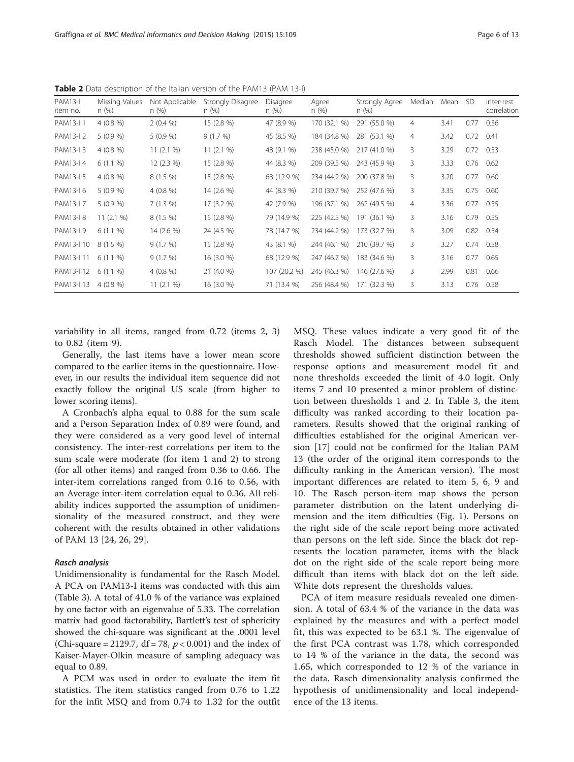**Table 2** Data description of the Italian version of the PAM13 (PAM 13-I)

| PAM13-I item no. | Missing Values n (%) | Not Applicable n (%) | Strongly Disagree n (%) | Disagree n (%) | Agree n (%) | Strongly Agree n (%) | Median | Mean | SD | Inter-rest correlation |
|---|---|---|---|---|---|---|---|---|---|---|
| PAM13-I 1 | 4 (0.8 %) | 2 (0.4 %) | 15 (2.8 %) | 47 (8.9 %) | 170 (32.1 %) | 291 (55.0 %) | 4 | 3.41 | 0.77 | 0.36 |
| PAM13-I 2 | 5 (0.9 %) | 5 (0.9 %) | 9 (1.7 %) | 45 (8.5 %) | 184 (34.8 %) | 281 (53.1 %) | 4 | 3.42 | 0.72 | 0.41 |
| PAM13-I 3 | 4 (0.8 %) | 11 (2.1 %) | 11 (2.1 %) | 48 (9.1 %) | 238 (45.0 %) | 217 (41.0 %) | 3 | 3.29 | 0.72 | 0.53 |
| PAM13-I 4 | 6 (1.1 %) | 12 (2.3 %) | 15 (2.8 %) | 44 (8.3 %) | 209 (39.5 %) | 243 (45.9 %) | 3 | 3.33 | 0.76 | 0.62 |
| PAM13-I 5 | 4 (0.8 %) | 8 (1.5 %) | 15 (2.8 %) | 68 (12.9 %) | 234 (44.2 %) | 200 (37.8 %) | 3 | 3.20 | 0.77 | 0.60 |
| PAM13-I 6 | 5 (0.9 %) | 4 (0.8 %) | 14 (2.6 %) | 44 (8.3 %) | 210 (39.7 %) | 252 (47.6 %) | 3 | 3.35 | 0.75 | 0.60 |
| PAM13-I 7 | 5 (0.9 %) | 7 (1.3 %) | 17 (3.2 %) | 42 (7.9 %) | 196 (37.1 %) | 262 (49.5 %) | 4 | 3.36 | 0.77 | 0.55 |
| PAM13-I 8 | 11 (2.1 %) | 8 (1.5 %) | 15 (2.8 %) | 79 (14.9 %) | 225 (42.5 %) | 191 (36.1 %) | 3 | 3.16 | 0.79 | 0.55 |
| PAM13-I 9 | 6 (1.1 %) | 14 (2.6 %) | 24 (4.5 %) | 78 (14.7 %) | 234 (44.2 %) | 173 (32.7 %) | 3 | 3.09 | 0.82 | 0.54 |
| PAM13-I 10 | 8 (1.5 %) | 9 (1.7 %) | 15 (2.8 %) | 43 (8.1 %) | 244 (46.1 %) | 210 (39.7 %) | 3 | 3.27 | 0.74 | 0.58 |
| PAM13-I 11 | 6 (1.1 %) | 9 (1.7 %) | 16 (3.0 %) | 68 (12.9 %) | 247 (46.7 %) | 183 (34.6 %) | 3 | 3.16 | 0.77 | 0.65 |
| PAM13-I 12 | 6 (1.1 %) | 4 (0.8 %) | 21 (4.0 %) | 107 (20.2 %) | 245 (46.3 %) | 146 (27.6 %) | 3 | 2.99 | 0.81 | 0.66 |
| PAM13-I 13 | 4 (0.8 %) | 11 (2.1 %) | 16 (3.0 %) | 71 (13.4 %) | 256 (48.4 %) | 171 (32.3 %) | 3 | 3.13 | 0.76 | 0.58 |

variability in all items, ranged from 0.72 (items 2, 3) to 0.82 (item 9).

Generally, the last items have a lower mean score compared to the earlier items in the questionnaire. However, in our results the individual item sequence did not exactly follow the original US scale (from higher to lower scoring items).

A Cronbach's alpha equal to 0.88 for the sum scale and a Person Separation Index of 0.89 were found, and they were considered as a very good level of internal consistency. The inter-rest correlations per item to the sum scale were moderate (for item 1 and 2) to strong (for all other items) and ranged from 0.36 to 0.66. The inter-item correlations ranged from 0.16 to 0.56, with an Average inter-item correlation equal to 0.36. All reliability indices supported the assumption of unidimensionality of the measured construct, and they were coherent with the results obtained in other validations of PAM 13 [24, 26, 29].

#### *Rasch analysis*

Unidimensionality is fundamental for the Rasch Model. A PCA on PAM13-I items was conducted with this aim (Table 3). A total of 41.0 % of the variance was explained by one factor with an eigenvalue of 5.33. The correlation matrix had good factorability, Bartlett's test of sphericity showed the chi-square was significant at the .0001 level (Chi-square = 2129.7, df = 78, $p < 0.001$) and the index of Kaiser-Mayer-Olkin measure of sampling adequacy was equal to 0.89.

A PCM was used in order to evaluate the item fit statistics. The item statistics ranged from 0.76 to 1.22 for the infit MSQ and from 0.74 to 1.32 for the outfit MSQ. These values indicate a very good fit of the Rasch Model. The distances between subsequent thresholds showed sufficient distinction between the response options and measurement model fit and none thresholds exceeded the limit of 4.0 logit. Only items 7 and 10 presented a minor problem of distinction between thresholds 1 and 2. In Table 3, the item difficulty was ranked according to their location parameters. Results showed that the original ranking of difficulties established for the original American version [17] could not be confirmed for the Italian PAM 13 (the order of the original item corresponds to the difficulty ranking in the American version). The most important differences are related to item 5, 6, 9 and 10. The Rasch person-item map shows the person parameter distribution on the latent underlying dimension and the item difficulties (Fig. 1). Persons on the right side of the scale report being more activated than persons on the left side. Since the black dot represents the location parameter, items with the black dot on the right side of the scale report being more difficult than items with black dot on the left side. White dots represent the thresholds values.

PCA of item measure residuals revealed one dimension. A total of 63.4 % of the variance in the data was explained by the measures and with a perfect model fit, this was expected to be 63.1 %. The eigenvalue of the first PCA contrast was 1.78, which corresponded to 14 % of the variance in the data, the second was 1.65, which corresponded to 12 % of the variance in the data. Rasch dimensionality analysis confirmed the hypothesis of unidimensionality and local independence of the 13 items.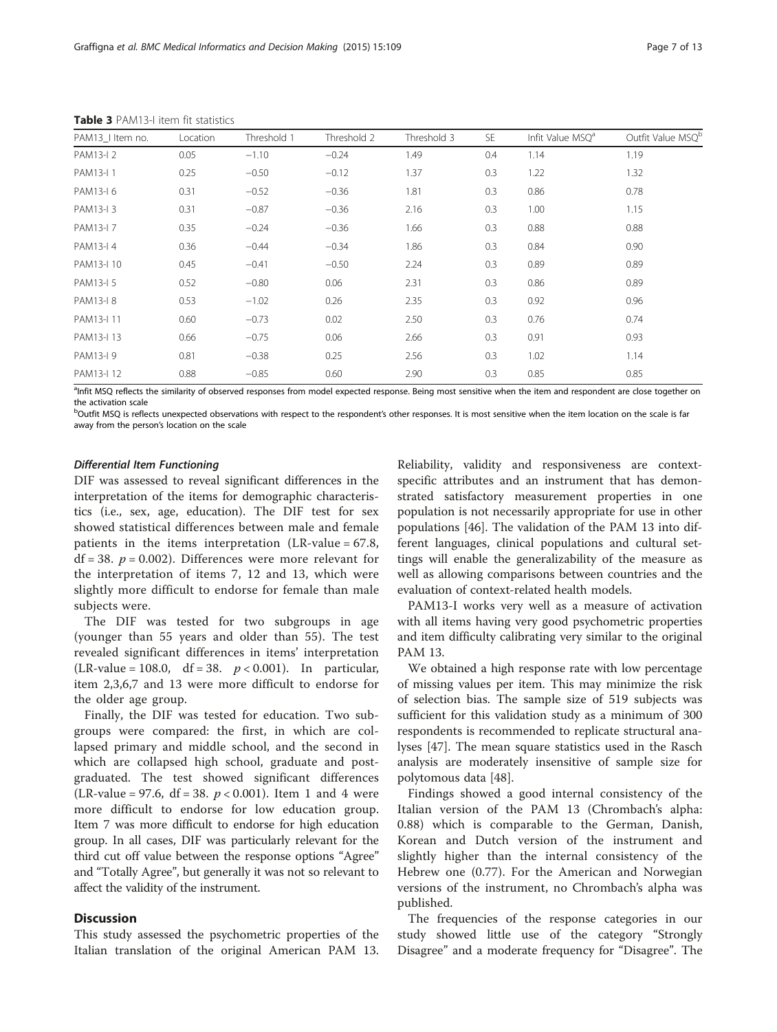**Table 3** PAM13-I item fit statistics

| PAM13_I Item no. | Location | Threshold 1 | Threshold 2 | Threshold 3 | SE | Infit Value MSQ[a] | Outfit Value MSQ[b] |
|---|---|---|---|---|---|---|---|
| PAM13-I 2 | 0.05 | −1.10 | −0.24 | 1.49 | 0.4 | 1.14 | 1.19 |
| PAM13-I 1 | 0.25 | −0.50 | −0.12 | 1.37 | 0.3 | 1.22 | 1.32 |
| PAM13-I 6 | 0.31 | −0.52 | −0.36 | 1.81 | 0.3 | 0.86 | 0.78 |
| PAM13-I 3 | 0.31 | −0.87 | −0.36 | 2.16 | 0.3 | 1.00 | 1.15 |
| PAM13-I 7 | 0.35 | −0.24 | −0.36 | 1.66 | 0.3 | 0.88 | 0.88 |
| PAM13-I 4 | 0.36 | −0.44 | −0.34 | 1.86 | 0.3 | 0.84 | 0.90 |
| PAM13-I 10 | 0.45 | −0.41 | −0.50 | 2.24 | 0.3 | 0.89 | 0.89 |
| PAM13-I 5 | 0.52 | −0.80 | 0.06 | 2.31 | 0.3 | 0.86 | 0.89 |
| PAM13-I 8 | 0.53 | −1.02 | 0.26 | 2.35 | 0.3 | 0.92 | 0.96 |
| PAM13-I 11 | 0.60 | −0.73 | 0.02 | 2.50 | 0.3 | 0.76 | 0.74 |
| PAM13-I 13 | 0.66 | −0.75 | 0.06 | 2.66 | 0.3 | 0.91 | 0.93 |
| PAM13-I 9 | 0.81 | −0.38 | 0.25 | 2.56 | 0.3 | 1.02 | 1.14 |
| PAM13-I 12 | 0.88 | −0.85 | 0.60 | 2.90 | 0.3 | 0.85 | 0.85 |

[a]Infit MSQ reflects the similarity of observed responses from model expected response. Being most sensitive when the item and respondent are close together on the activation scale

[b]Outfit MSQ is reflects unexpected observations with respect to the respondent's other responses. It is most sensitive when the item location on the scale is far away from the person's location on the scale

#### *Differential Item Functioning*

DIF was assessed to reveal significant differences in the interpretation of the items for demographic characteristics (i.e., sex, age, education). The DIF test for sex showed statistical differences between male and female patients in the items interpretation (LR-value = 67.8, df = 38. $p = 0.002$). Differences were more relevant for the interpretation of items 7, 12 and 13, which were slightly more difficult to endorse for female than male subjects were.

The DIF was tested for two subgroups in age (younger than 55 years and older than 55). The test revealed significant differences in items' interpretation (LR-value = 108.0, df = 38. $p < 0.001$). In particular, item 2,3,6,7 and 13 were more difficult to endorse for the older age group.

Finally, the DIF was tested for education. Two subgroups were compared: the first, in which are collapsed primary and middle school, and the second in which are collapsed high school, graduate and post-graduated. The test showed significant differences (LR-value = 97.6, df = 38. $p < 0.001$). Item 1 and 4 were more difficult to endorse for low education group. Item 7 was more difficult to endorse for high education group. In all cases, DIF was particularly relevant for the third cut off value between the response options "Agree" and "Totally Agree", but generally it was not so relevant to affect the validity of the instrument.

## Discussion

This study assessed the psychometric properties of the Italian translation of the original American PAM 13. Reliability, validity and responsiveness are context-specific attributes and an instrument that has demonstrated satisfactory measurement properties in one population is not necessarily appropriate for use in other populations [46]. The validation of the PAM 13 into different languages, clinical populations and cultural settings will enable the generalizability of the measure as well as allowing comparisons between countries and the evaluation of context-related health models.

PAM13-I works very well as a measure of activation with all items having very good psychometric properties and item difficulty calibrating very similar to the original PAM 13.

We obtained a high response rate with low percentage of missing values per item. This may minimize the risk of selection bias. The sample size of 519 subjects was sufficient for this validation study as a minimum of 300 respondents is recommended to replicate structural analyses [47]. The mean square statistics used in the Rasch analysis are moderately insensitive of sample size for polytomous data [48].

Findings showed a good internal consistency of the Italian version of the PAM 13 (Chrombach's alpha: 0.88) which is comparable to the German, Danish, Korean and Dutch version of the instrument and slightly higher than the internal consistency of the Hebrew one (0.77). For the American and Norwegian versions of the instrument, no Chrombach's alpha was published.

The frequencies of the response categories in our study showed little use of the category "Strongly Disagree" and a moderate frequency for "Disagree". The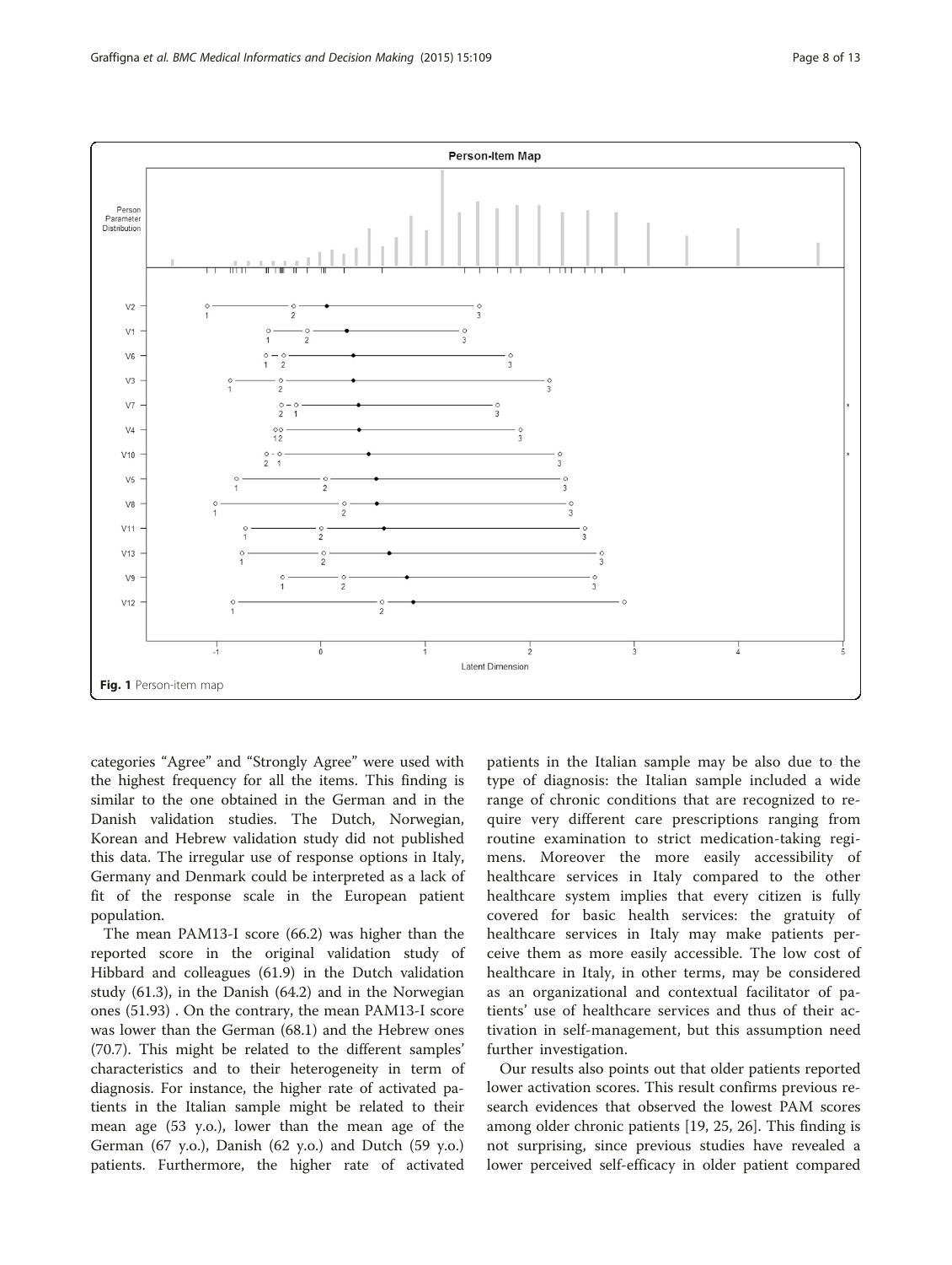Fig. 1 Person-item map

categories "Agree" and "Strongly Agree" were used with the highest frequency for all the items. This finding is similar to the one obtained in the German and in the Danish validation studies. The Dutch, Norwegian, Korean and Hebrew validation study did not published this data. The irregular use of response options in Italy, Germany and Denmark could be interpreted as a lack of fit of the response scale in the European patient population.

The mean PAM13-I score (66.2) was higher than the reported score in the original validation study of Hibbard and colleagues (61.9) in the Dutch validation study (61.3), in the Danish (64.2) and in the Norwegian ones (51.93) . On the contrary, the mean PAM13-I score was lower than the German (68.1) and the Hebrew ones (70.7). This might be related to the different samples' characteristics and to their heterogeneity in term of diagnosis. For instance, the higher rate of activated patients in the Italian sample might be related to their mean age (53 y.o.), lower than the mean age of the German (67 y.o.), Danish (62 y.o.) and Dutch (59 y.o.) patients. Furthermore, the higher rate of activated patients in the Italian sample may be also due to the type of diagnosis: the Italian sample included a wide range of chronic conditions that are recognized to require very different care prescriptions ranging from routine examination to strict medication-taking regimens. Moreover the more easily accessibility of healthcare services in Italy compared to the other healthcare system implies that every citizen is fully covered for basic health services: the gratuity of healthcare services in Italy may make patients perceive them as more easily accessible. The low cost of healthcare in Italy, in other terms, may be considered as an organizational and contextual facilitator of patients' use of healthcare services and thus of their activation in self-management, but this assumption need further investigation.

Our results also points out that older patients reported lower activation scores. This result confirms previous research evidences that observed the lowest PAM scores among older chronic patients [19, 25, 26]. This finding is not surprising, since previous studies have revealed a lower perceived self-efficacy in older patient compared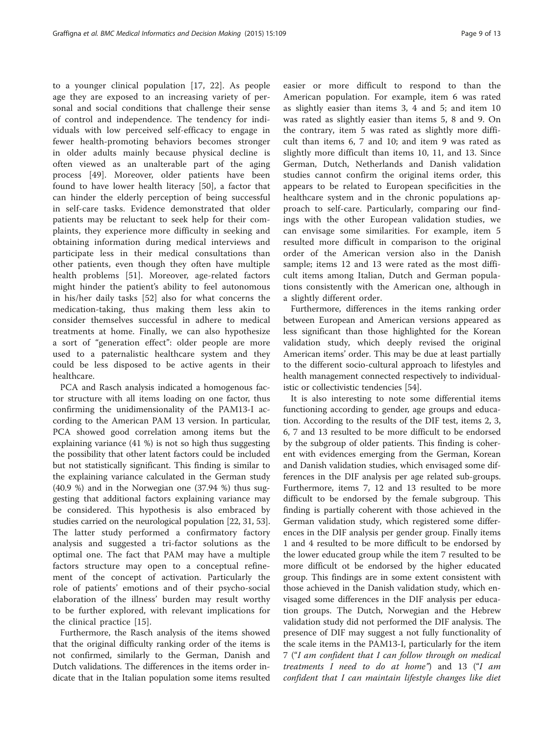to a younger clinical population [17, 22]. As people age they are exposed to an increasing variety of personal and social conditions that challenge their sense of control and independence. The tendency for individuals with low perceived self-efficacy to engage in fewer health-promoting behaviors becomes stronger in older adults mainly because physical decline is often viewed as an unalterable part of the aging process [49]. Moreover, older patients have been found to have lower health literacy [50], a factor that can hinder the elderly perception of being successful in self-care tasks. Evidence demonstrated that older patients may be reluctant to seek help for their complaints, they experience more difficulty in seeking and obtaining information during medical interviews and participate less in their medical consultations than other patients, even though they often have multiple health problems [51]. Moreover, age-related factors might hinder the patient's ability to feel autonomous in his/her daily tasks [52] also for what concerns the medication-taking, thus making them less akin to consider themselves successful in adhere to medical treatments at home. Finally, we can also hypothesize a sort of "generation effect": older people are more used to a paternalistic healthcare system and they could be less disposed to be active agents in their healthcare.

PCA and Rasch analysis indicated a homogenous factor structure with all items loading on one factor, thus confirming the unidimensionality of the PAM13-I according to the American PAM 13 version. In particular, PCA showed good correlation among items but the explaining variance (41 %) is not so high thus suggesting the possibility that other latent factors could be included but not statistically significant. This finding is similar to the explaining variance calculated in the German study (40.9 %) and in the Norwegian one (37.94 %) thus suggesting that additional factors explaining variance may be considered. This hypothesis is also embraced by studies carried on the neurological population [22, 31, 53]. The latter study performed a confirmatory factory analysis and suggested a tri-factor solutions as the optimal one. The fact that PAM may have a multiple factors structure may open to a conceptual refinement of the concept of activation. Particularly the role of patients' emotions and of their psycho-social elaboration of the illness' burden may result worthy to be further explored, with relevant implications for the clinical practice [15].

Furthermore, the Rasch analysis of the items showed that the original difficulty ranking order of the items is not confirmed, similarly to the German, Danish and Dutch validations. The differences in the items order indicate that in the Italian population some items resulted easier or more difficult to respond to than the American population. For example, item 6 was rated as slightly easier than items 3, 4 and 5; and item 10 was rated as slightly easier than items 5, 8 and 9. On the contrary, item 5 was rated as slightly more difficult than items 6, 7 and 10; and item 9 was rated as slightly more difficult than items 10, 11, and 13. Since German, Dutch, Netherlands and Danish validation studies cannot confirm the original items order, this appears to be related to European specificities in the healthcare system and in the chronic populations approach to self-care. Particularly, comparing our findings with the other European validation studies, we can envisage some similarities. For example, item 5 resulted more difficult in comparison to the original order of the American version also in the Danish sample; items 12 and 13 were rated as the most difficult items among Italian, Dutch and German populations consistently with the American one, although in a slightly different order.

Furthermore, differences in the items ranking order between European and American versions appeared as less significant than those highlighted for the Korean validation study, which deeply revised the original American items' order. This may be due at least partially to the different socio-cultural approach to lifestyles and health management connected respectively to individualistic or collectivistic tendencies [54].

It is also interesting to note some differential items functioning according to gender, age groups and education. According to the results of the DIF test, items 2, 3, 6, 7 and 13 resulted to be more difficult to be endorsed by the subgroup of older patients. This finding is coherent with evidences emerging from the German, Korean and Danish validation studies, which envisaged some differences in the DIF analysis per age related sub-groups. Furthermore, items 7, 12 and 13 resulted to be more difficult to be endorsed by the female subgroup. This finding is partially coherent with those achieved in the German validation study, which registered some differences in the DIF analysis per gender group. Finally items 1 and 4 resulted to be more difficult to be endorsed by the lower educated group while the item 7 resulted to be more difficult ot be endorsed by the higher educated group. This findings are in some extent consistent with those achieved in the Danish validation study, which envisaged some differences in the DIF analysis per education groups. The Dutch, Norwegian and the Hebrew validation study did not performed the DIF analysis. The presence of DIF may suggest a not fully functionality of the scale items in the PAM13-I, particularly for the item 7 ("*I am confident that I can follow through on medical treatments I need to do at home*") and 13 ("*I am confident that I can maintain lifestyle changes like diet*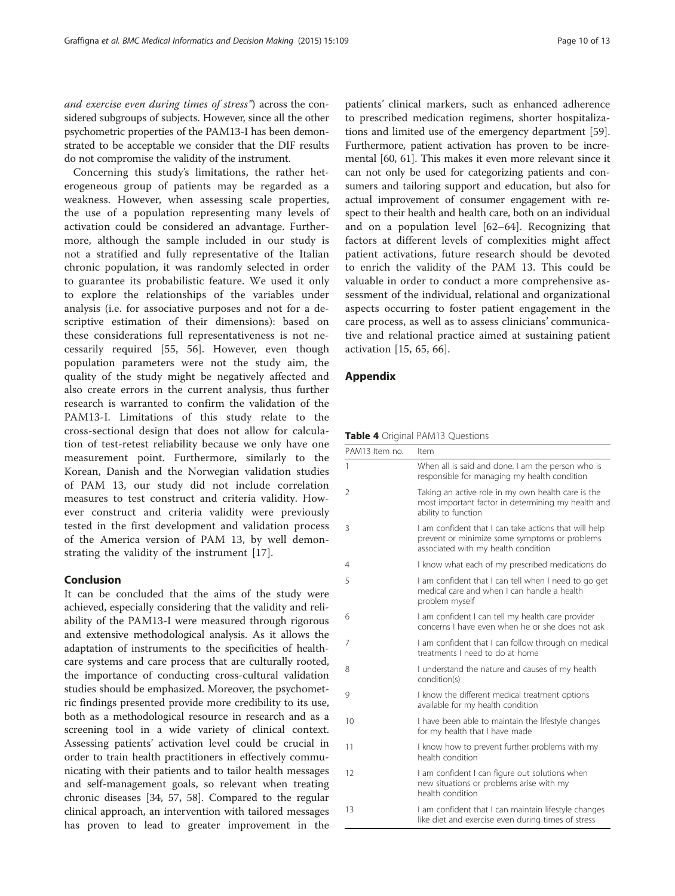*and exercise even during times of stress"*) across the considered subgroups of subjects. However, since all the other psychometric properties of the PAM13-I has been demonstrated to be acceptable we consider that the DIF results do not compromise the validity of the instrument.

Concerning this study's limitations, the rather heterogeneous group of patients may be regarded as a weakness. However, when assessing scale properties, the use of a population representing many levels of activation could be considered an advantage. Furthermore, although the sample included in our study is not a stratified and fully representative of the Italian chronic population, it was randomly selected in order to guarantee its probabilistic feature. We used it only to explore the relationships of the variables under analysis (i.e. for associative purposes and not for a descriptive estimation of their dimensions): based on these considerations full representativeness is not necessarily required [55, 56]. However, even though population parameters were not the study aim, the quality of the study might be negatively affected and also create errors in the current analysis, thus further research is warranted to confirm the validation of the PAM13-I. Limitations of this study relate to the cross-sectional design that does not allow for calculation of test-retest reliability because we only have one measurement point. Furthermore, similarly to the Korean, Danish and the Norwegian validation studies of PAM 13, our study did not include correlation measures to test construct and criteria validity. However construct and criteria validity were previously tested in the first development and validation process of the America version of PAM 13, by well demonstrating the validity of the instrument [17].

## Conclusion

It can be concluded that the aims of the study were achieved, especially considering that the validity and reliability of the PAM13-I were measured through rigorous and extensive methodological analysis. As it allows the adaptation of instruments to the specificities of healthcare systems and care process that are culturally rooted, the importance of conducting cross-cultural validation studies should be emphasized. Moreover, the psychometric findings presented provide more credibility to its use, both as a methodological resource in research and as a screening tool in a wide variety of clinical context. Assessing patients' activation level could be crucial in order to train health practitioners in effectively communicating with their patients and to tailor health messages and self-management goals, so relevant when treating chronic diseases [34, 57, 58]. Compared to the regular clinical approach, an intervention with tailored messages has proven to lead to greater improvement in the patients' clinical markers, such as enhanced adherence to prescribed medication regimens, shorter hospitalizations and limited use of the emergency department [59]. Furthermore, patient activation has proven to be incremental [60, 61]. This makes it even more relevant since it can not only be used for categorizing patients and consumers and tailoring support and education, but also for actual improvement of consumer engagement with respect to their health and health care, both on an individual and on a population level [62–64]. Recognizing that factors at different levels of complexities might affect patient activations, future research should be devoted to enrich the validity of the PAM 13. This could be valuable in order to conduct a more comprehensive assessment of the individual, relational and organizational aspects occurring to foster patient engagement in the care process, as well as to assess clinicians' communicative and relational practice aimed at sustaining patient activation [15, 65, 66].

## Appendix

**Table 4** Original PAM13 Questions

| PAM13 Item no. | Item |
|---|---|
| 1 | When all is said and done. I am the person who is responsible for managing my health condition |
| 2 | Taking an active role in my own health care is the most important factor in determining my health and ability to function |
| 3 | I am confident that I can take actions that will help prevent or minimize some symptoms or problems associated with my health condition |
| 4 | I know what each of my prescribed medications do |
| 5 | I am confident that I can tell when I need to go get medical care and when I can handle a health problem myself |
| 6 | I am confident I can tell my health care provider concerns I have even when he or she does not ask |
| 7 | I am confident that I can follow through on medical treatments I need to do at home |
| 8 | I understand the nature and causes of my health condition(s) |
| 9 | I know the different medical treatment options available for my health condition |
| 10 | I have been able to maintain the lifestyle changes for my health that I have made |
| 11 | I know how to prevent further problems with my health condition |
| 12 | I am confident I can figure out solutions when new situations or problems arise with my health condition |
| 13 | I am confident that I can maintain lifestyle changes like diet and exercise even during times of stress |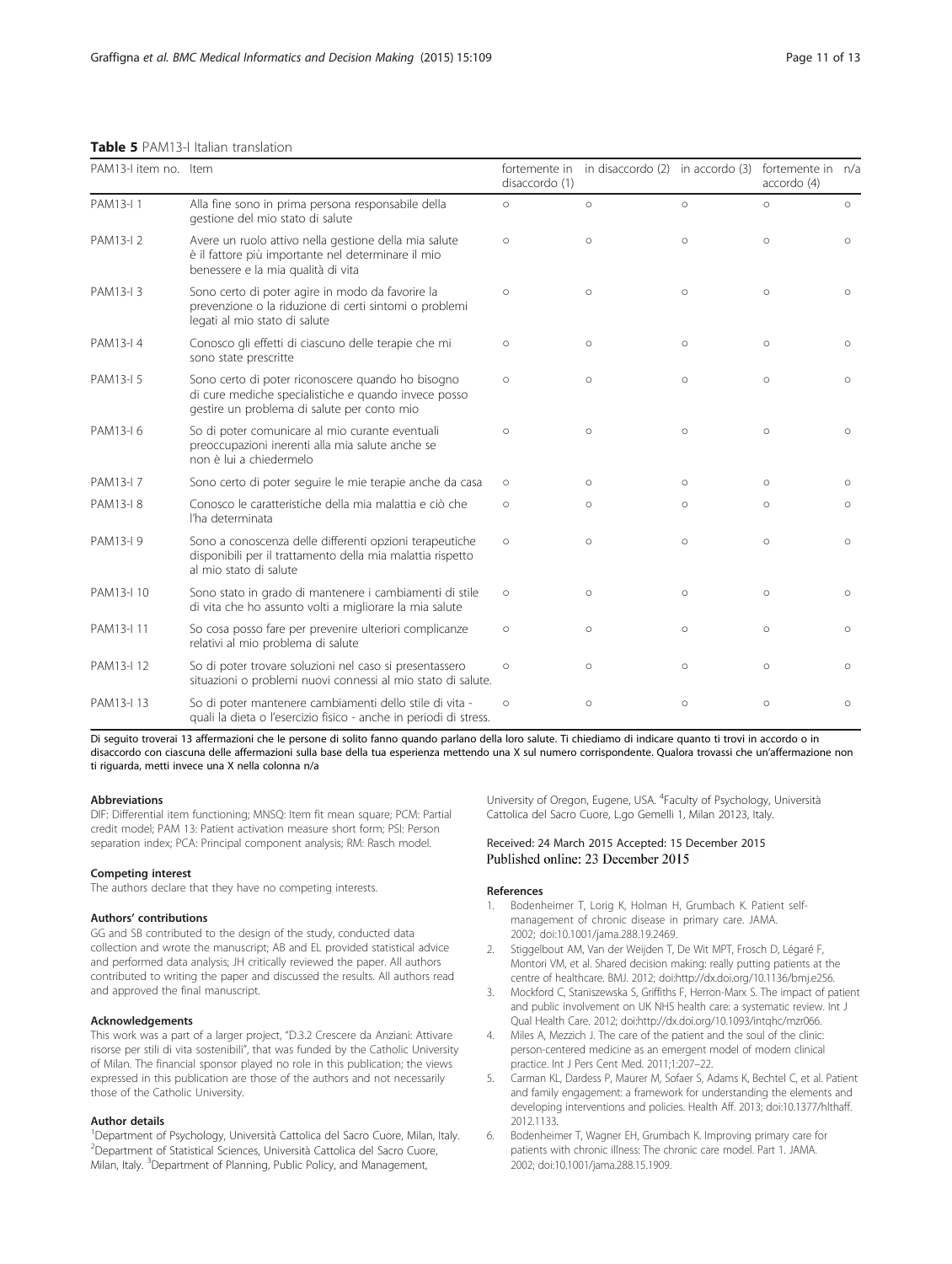**Table 5** PAM13-I Italian translation

| PAM13-I item no. | Item | fortemente in disaccordo (1) | in disaccordo (2) | in accordo (3) | fortemente in accordo (4) | n/a |
|---|---|---|---|---|---|---|
| PAM13-I 1 | Alla fine sono in prima persona responsabile della gestione del mio stato di salute | ○ | ○ | ○ | ○ | ○ |
| PAM13-I 2 | Avere un ruolo attivo nella gestione della mia salute è il fattore più importante nel determinare il mio benessere e la mia qualità di vita | ○ | ○ | ○ | ○ | ○ |
| PAM13-I 3 | Sono certo di poter agire in modo da favorire la prevenzione o la riduzione di certi sintomi o problemi legati al mio stato di salute | ○ | ○ | ○ | ○ | ○ |
| PAM13-I 4 | Conosco gli effetti di ciascuno delle terapie che mi sono state prescritte | ○ | ○ | ○ | ○ | ○ |
| PAM13-I 5 | Sono certo di poter riconoscere quando ho bisogno di cure mediche specialistiche e quando invece posso gestire un problema di salute per conto mio | ○ | ○ | ○ | ○ | ○ |
| PAM13-I 6 | So di poter comunicare al mio curante eventuali preoccupazioni inerenti alla mia salute anche se non è lui a chiedermelo | ○ | ○ | ○ | ○ | ○ |
| PAM13-I 7 | Sono certo di poter seguire le mie terapie anche da casa | ○ | ○ | ○ | ○ | ○ |
| PAM13-I 8 | Conosco le caratteristiche della mia malattia e ciò che l'ha determinata | ○ | ○ | ○ | ○ | ○ |
| PAM13-I 9 | Sono a conoscenza delle differenti opzioni terapeutiche disponibili per il trattamento della mia malattia rispetto al mio stato di salute | ○ | ○ | ○ | ○ | ○ |
| PAM13-I 10 | Sono stato in grado di mantenere i cambiamenti di stile di vita che ho assunto volti a migliorare la mia salute | ○ | ○ | ○ | ○ | ○ |
| PAM13-I 11 | So cosa posso fare per prevenire ulteriori complicanze relativi al mio problema di salute | ○ | ○ | ○ | ○ | ○ |
| PAM13-I 12 | So di poter trovare soluzioni nel caso si presentassero situazioni o problemi nuovi connessi al mio stato di salute. | ○ | ○ | ○ | ○ | ○ |
| PAM13-I 13 | So di poter mantenere cambiamenti dello stile di vita - quali la dieta o l'esercizio fisico - anche in periodi di stress. | ○ | ○ | ○ | ○ | ○ |

Di seguito troverai 13 affermazioni che le persone di solito fanno quando parlano della loro salute. Ti chiediamo di indicare quanto ti trovi in accordo o in disaccordo con ciascuna delle affermazioni sulla base della tua esperienza mettendo una X sul numero corrispondente. Qualora trovassi che un'affermazione non ti riguarda, metti invece una X nella colonna n/a

#### Abbreviations

DIF: Differential item functioning; MNSQ: Item fit mean square; PCM: Partial credit model; PAM 13: Patient activation measure short form; PSI: Person separation index; PCA: Principal component analysis; RM: Rasch model.

#### Competing interest

The authors declare that they have no competing interests.

#### Authors' contributions

GG and SB contributed to the design of the study, conducted data collection and wrote the manuscript; AB and EL provided statistical advice and performed data analysis; JH critically reviewed the paper. All authors contributed to writing the paper and discussed the results. All authors read and approved the final manuscript.

#### Acknowledgements

This work was a part of a larger project, "D.3.2 Crescere da Anziani: Attivare risorse per stili di vita sostenibili", that was funded by the Catholic University of Milan. The financial sponsor played no role in this publication; the views expressed in this publication are those of the authors and not necessarily those of the Catholic University.

#### Author details

[1]Department of Psychology, Università Cattolica del Sacro Cuore, Milan, Italy. [2]Department of Statistical Sciences, Università Cattolica del Sacro Cuore, Milan, Italy. [3]Department of Planning, Public Policy, and Management, University of Oregon, Eugene, USA. [4]Faculty of Psychology, Università Cattolica del Sacro Cuore, L.go Gemelli 1, Milan 20123, Italy.

Received: 24 March 2015 Accepted: 15 December 2015
Published online: 23 December 2015

#### References

1. Bodenheimer T, Lorig K, Holman H, Grumbach K. Patient self-management of chronic disease in primary care. JAMA. 2002; doi:10.1001/jama.288.19.2469.
2. Stiggelbout AM, Van der Weijden T, De Wit MPT, Frosch D, Légaré F, Montori VM, et al. Shared decision making: really putting patients at the centre of healthcare. BMJ. 2012; doi:http://dx.doi.org/10.1136/bmj.e256.
3. Mockford C, Staniszewska S, Griffiths F, Herron-Marx S. The impact of patient and public involvement on UK NHS health care: a systematic review. Int J Qual Health Care. 2012; doi:http://dx.doi.org/10.1093/intqhc/mzr066.
4. Miles A, Mezzich J. The care of the patient and the soul of the clinic: person-centered medicine as an emergent model of modern clinical practice. Int J Pers Cent Med. 2011;1:207–22.
5. Carman KL, Dardess P, Maurer M, Sofaer S, Adams K, Bechtel C, et al. Patient and family engagement: a framework for understanding the elements and developing interventions and policies. Health Aff. 2013; doi:10.1377/hlthaff.2012.1133.
6. Bodenheimer T, Wagner EH, Grumbach K. Improving primary care for patients with chronic illness: The chronic care model. Part 1. JAMA. 2002; doi:10.1001/jama.288.15.1909.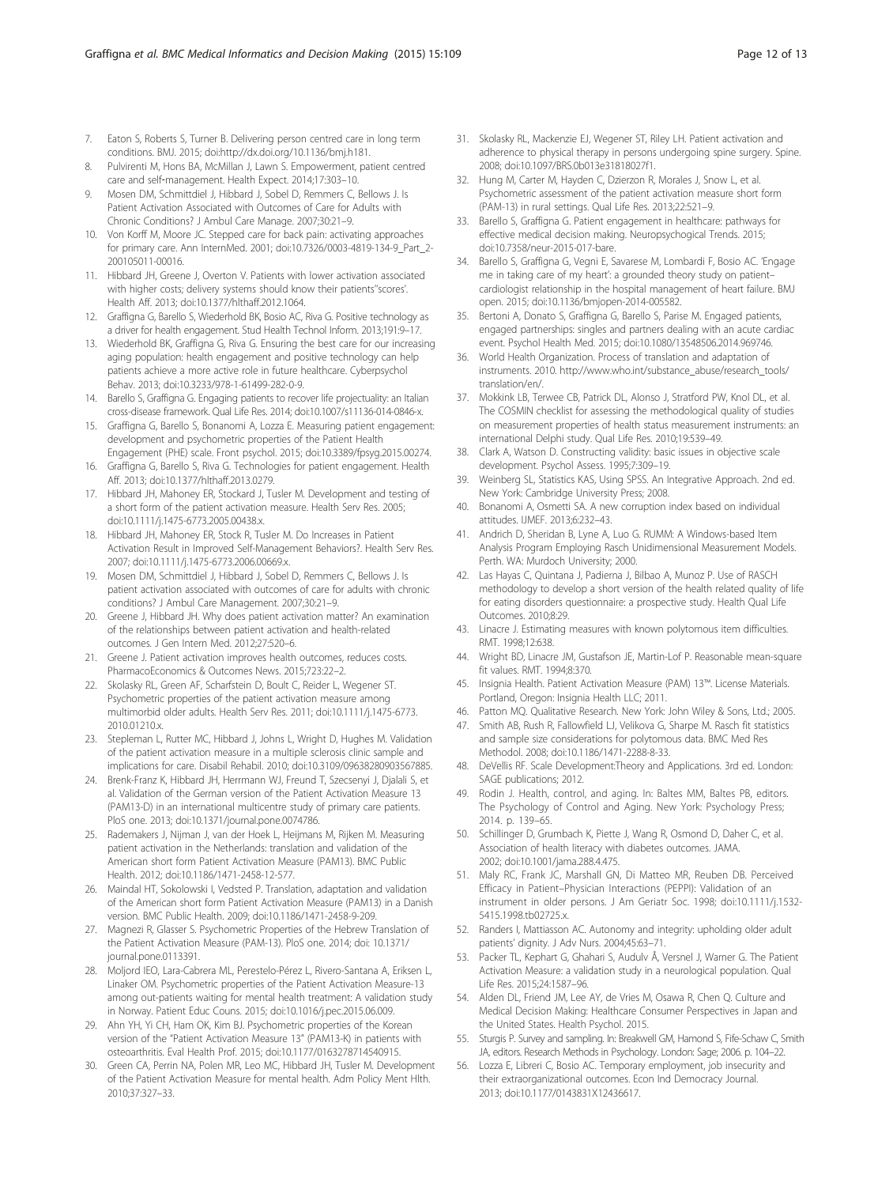7. Eaton S, Roberts S, Turner B. Delivering person centred care in long term conditions. BMJ. 2015; doi:http://dx.doi.org/10.1136/bmj.h181.
8. Pulvirenti M, Hons BA, McMillan J, Lawn S. Empowerment, patient centred care and self-management. Health Expect. 2014;17:303–10.
9. Mosen DM, Schmittdiel J, Hibbard J, Sobel D, Remmers C, Bellows J. Is Patient Activation Associated with Outcomes of Care for Adults with Chronic Conditions? J Ambul Care Manage. 2007;30:21–9.
10. Von Korff M, Moore JC. Stepped care for back pain: activating approaches for primary care. Ann InternMed. 2001; doi:10.7326/0003-4819-134-9_Part_2-200105011-00016.
11. Hibbard JH, Greene J, Overton V. Patients with lower activation associated with higher costs; delivery systems should know their patients''scores'. Health Aff. 2013; doi:10.1377/hlthaff.2012.1064.
12. Graffigna G, Barello S, Wiederhold BK, Bosio AC, Riva G. Positive technology as a driver for health engagement. Stud Health Technol Inform. 2013;191:9–17.
13. Wiederhold BK, Graffigna G, Riva G. Ensuring the best care for our increasing aging population: health engagement and positive technology can help patients achieve a more active role in future healthcare. Cyberpsychol Behav. 2013; doi:10.3233/978-1-61499-282-0-9.
14. Barello S, Graffigna G. Engaging patients to recover life projectuality: an Italian cross-disease framework. Qual Life Res. 2014; doi:10.1007/s11136-014-0846-x.
15. Graffigna G, Barello S, Bonanomi A, Lozza E. Measuring patient engagement: development and psychometric properties of the Patient Health Engagement (PHE) scale. Front psychol. 2015; doi:10.3389/fpsyg.2015.00274.
16. Graffigna G, Barello S, Riva G. Technologies for patient engagement. Health Aff. 2013; doi:10.1377/hlthaff.2013.0279.
17. Hibbard JH, Mahoney ER, Stockard J, Tusler M. Development and testing of a short form of the patient activation measure. Health Serv Res. 2005; doi:10.1111/j.1475-6773.2005.00438.x.
18. Hibbard JH, Mahoney ER, Stock R, Tusler M. Do Increases in Patient Activation Result in Improved Self-Management Behaviors?. Health Serv Res. 2007; doi:10.1111/j.1475-6773.2006.00669.x.
19. Mosen DM, Schmittdiel J, Hibbard J, Sobel D, Remmers C, Bellows J. Is patient activation associated with outcomes of care for adults with chronic conditions? J Ambul Care Management. 2007;30:21–9.
20. Greene J, Hibbard JH. Why does patient activation matter? An examination of the relationships between patient activation and health-related outcomes. J Gen Intern Med. 2012;27:520–6.
21. Greene J. Patient activation improves health outcomes, reduces costs. PharmacoEconomics & Outcomes News. 2015;723:22–2.
22. Skolasky RL, Green AF, Scharfstein D, Boult C, Reider L, Wegener ST. Psychometric properties of the patient activation measure among multimorbid older adults. Health Serv Res. 2011; doi:10.1111/j.1475-6773.2010.01210.x.
23. Stepleman L, Rutter MC, Hibbard J, Johns L, Wright D, Hughes M. Validation of the patient activation measure in a multiple sclerosis clinic sample and implications for care. Disabil Rehabil. 2010; doi:10.3109/09638280903567885.
24. Brenk-Franz K, Hibbard JH, Herrmann WJ, Freund T, Szecsenyi J, Djalali S, et al. Validation of the German version of the Patient Activation Measure 13 (PAM13-D) in an international multicentre study of primary care patients. PloS one. 2013; doi:10.1371/journal.pone.0074786.
25. Rademakers J, Nijman J, van der Hoek L, Heijmans M, Rijken M. Measuring patient activation in the Netherlands: translation and validation of the American short form Patient Activation Measure (PAM13). BMC Public Health. 2012; doi:10.1186/1471-2458-12-577.
26. Maindal HT, Sokolowski I, Vedsted P. Translation, adaptation and validation of the American short form Patient Activation Measure (PAM13) in a Danish version. BMC Public Health. 2009; doi:10.1186/1471-2458-9-209.
27. Magnezi R, Glasser S. Psychometric Properties of the Hebrew Translation of the Patient Activation Measure (PAM-13). PloS one. 2014; doi: 10.1371/journal.pone.0113391.
28. Moljord IEO, Lara-Cabrera ML, Perestelo-Pérez L, Rivero-Santana A, Eriksen L, Linaker OM. Psychometric properties of the Patient Activation Measure-13 among out-patients waiting for mental health treatment: A validation study in Norway. Patient Educ Couns. 2015; doi:10.1016/j.pec.2015.06.009.
29. Ahn YH, Yi CH, Ham OK, Kim BJ. Psychometric properties of the Korean version of the "Patient Activation Measure 13" (PAM13-K) in patients with osteoarthritis. Eval Health Prof. 2015; doi:10.1177/0163278714540915.
30. Green CA, Perrin NA, Polen MR, Leo MC, Hibbard JH, Tusler M. Development of the Patient Activation Measure for mental health. Adm Policy Ment Hlth. 2010;37:327–33.
31. Skolasky RL, Mackenzie EJ, Wegener ST, Riley LH. Patient activation and adherence to physical therapy in persons undergoing spine surgery. Spine. 2008; doi:10.1097/BRS.0b013e31818027f1.
32. Hung M, Carter M, Hayden C, Dzierzon R, Morales J, Snow L, et al. Psychometric assessment of the patient activation measure short form (PAM-13) in rural settings. Qual Life Res. 2013;22:521–9.
33. Barello S, Graffigna G. Patient engagement in healthcare: pathways for effective medical decision making. Neuropsychogical Trends. 2015; doi:10.7358/neur-2015-017-bare.
34. Barello S, Graffigna G, Vegni E, Savarese M, Lombardi F, Bosio AC. 'Engage me in taking care of my heart': a grounded theory study on patient–cardiologist relationship in the hospital management of heart failure. BMJ open. 2015; doi:10.1136/bmjopen-2014-005582.
35. Bertoni A, Donato S, Graffigna G, Barello S, Parise M. Engaged patients, engaged partnerships: singles and partners dealing with an acute cardiac event. Psychol Health Med. 2015; doi:10.1080/13548506.2014.969746.
36. World Health Organization. Process of translation and adaptation of instruments. 2010. http://www.who.int/substance_abuse/research_tools/translation/en/.
37. Mokkink LB, Terwee CB, Patrick DL, Alonso J, Stratford PW, Knol DL, et al. The COSMIN checklist for assessing the methodological quality of studies on measurement properties of health status measurement instruments: an international Delphi study. Qual Life Res. 2010;19:539–49.
38. Clark A, Watson D. Constructing validity: basic issues in objective scale development. Psychol Assess. 1995;7:309–19.
39. Weinberg SL, Statistics KAS, Using SPSS. An Integrative Approach. 2nd ed. New York: Cambridge University Press; 2008.
40. Bonanomi A, Osmetti SA. A new corruption index based on individual attitudes. IJMEF. 2013;6:232–43.
41. Andrich D, Sheridan B, Lyne A, Luo G. RUMM: A Windows-based Item Analysis Program Employing Rasch Unidimensional Measurement Models. Perth. WA: Murdoch University; 2000.
42. Las Hayas C, Quintana J, Padierna J, Bilbao A, Munoz P. Use of RASCH methodology to develop a short version of the health related quality of life for eating disorders questionnaire: a prospective study. Health Qual Life Outcomes. 2010;8:29.
43. Linacre J. Estimating measures with known polytomous item difficulties. RMT. 1998;12:638.
44. Wright BD, Linacre JM, Gustafson JE, Martin-Lof P. Reasonable mean-square fit values. RMT. 1994;8:370.
45. Insignia Health. Patient Activation Measure (PAM) 13™. License Materials. Portland, Oregon: Insignia Health LLC; 2011.
46. Patton MQ. Qualitative Research. New York: John Wiley & Sons, Ltd.; 2005.
47. Smith AB, Rush R, Fallowfield LJ, Velikova G, Sharpe M. Rasch fit statistics and sample size considerations for polytomous data. BMC Med Res Methodol. 2008; doi:10.1186/1471-2288-8-33.
48. DeVellis RF. Scale Development:Theory and Applications. 3rd ed. London: SAGE publications; 2012.
49. Rodin J. Health, control, and aging. In: Baltes MM, Baltes PB, editors. The Psychology of Control and Aging. New York: Psychology Press; 2014. p. 139–65.
50. Schillinger D, Grumbach K, Piette J, Wang R, Osmond D, Daher C, et al. Association of health literacy with diabetes outcomes. JAMA. 2002; doi:10.1001/jama.288.4.475.
51. Maly RC, Frank JC, Marshall GN, Di Matteo MR, Reuben DB. Perceived Efficacy in Patient–Physician Interactions (PEPPI): Validation of an instrument in older persons. J Am Geriatr Soc. 1998; doi:10.1111/j.1532-5415.1998.tb02725.x.
52. Randers I, Mattiasson AC. Autonomy and integrity: upholding older adult patients' dignity. J Adv Nurs. 2004;45:63–71.
53. Packer TL, Kephart G, Ghahari S, Audulv Å, Versnel J, Warner G. The Patient Activation Measure: a validation study in a neurological population. Qual Life Res. 2015;24:1587–96.
54. Alden DL, Friend JM, Lee AY, de Vries M, Osawa R, Chen Q. Culture and Medical Decision Making: Healthcare Consumer Perspectives in Japan and the United States. Health Psychol. 2015.
55. Sturgis P. Survey and sampling. In: Breakwell GM, Hamond S, Fife-Schaw C, Smith JA, editors. Research Methods in Psychology. London: Sage; 2006. p. 104–22.
56. Lozza E, Libreri C, Bosio AC. Temporary employment, job insecurity and their extraorganizational outcomes. Econ Ind Democracy Journal. 2013; doi:10.1177/0143831X12436617.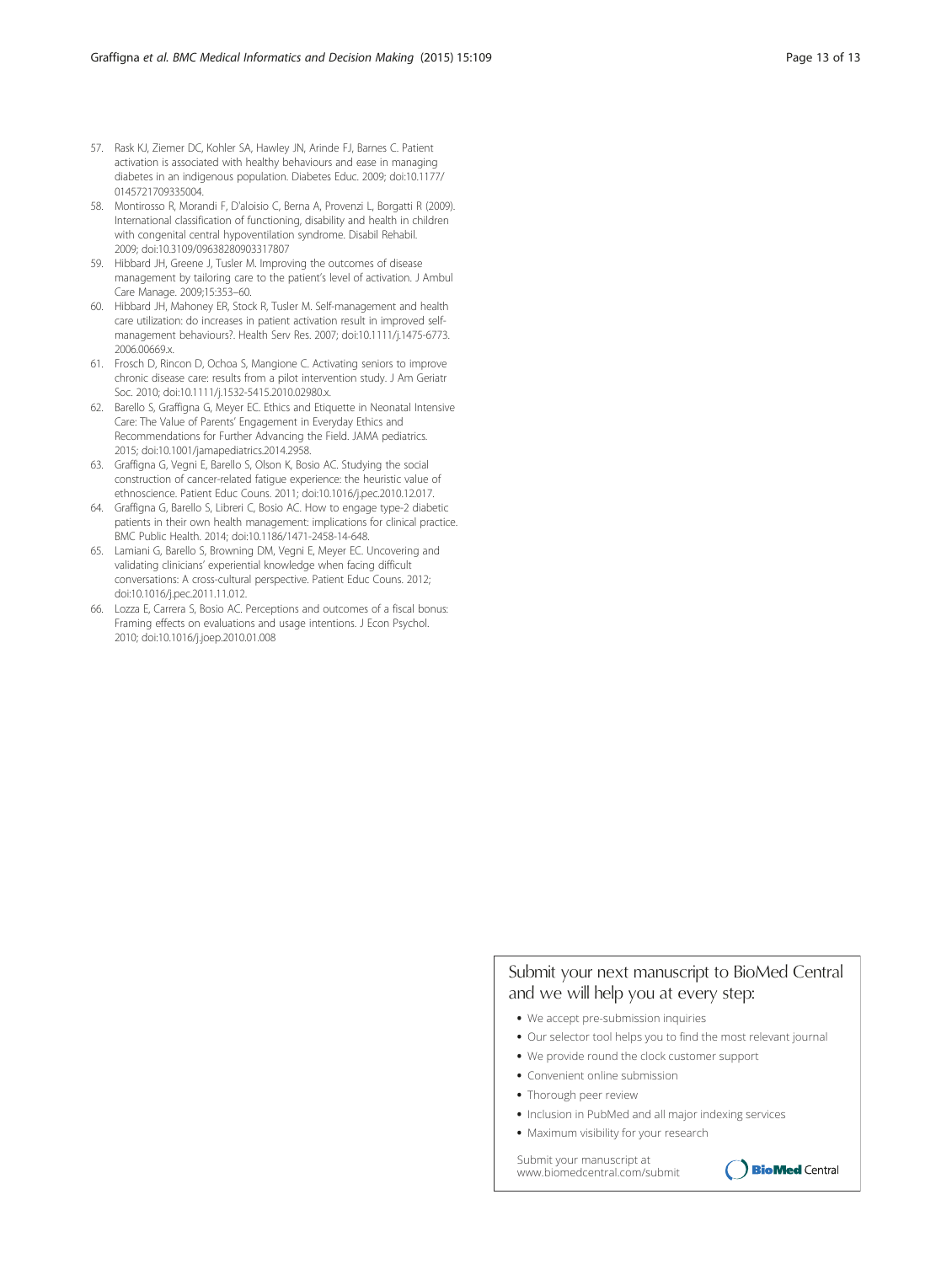57. Rask KJ, Ziemer DC, Kohler SA, Hawley JN, Arinde FJ, Barnes C. Patient activation is associated with healthy behaviours and ease in managing diabetes in an indigenous population. Diabetes Educ. 2009; doi:10.1177/0145721709335004.
58. Montirosso R, Morandi F, D'aloisio C, Berna A, Provenzi L, Borgatti R (2009). International classification of functioning, disability and health in children with congenital central hypoventilation syndrome. Disabil Rehabil. 2009; doi:10.3109/09638280903317807
59. Hibbard JH, Greene J, Tusler M. Improving the outcomes of disease management by tailoring care to the patient's level of activation. J Ambul Care Manage. 2009;15:353–60.
60. Hibbard JH, Mahoney ER, Stock R, Tusler M. Self-management and health care utilization: do increases in patient activation result in improved self-management behaviours?. Health Serv Res. 2007; doi:10.1111/j.1475-6773.2006.00669.x.
61. Frosch D, Rincon D, Ochoa S, Mangione C. Activating seniors to improve chronic disease care: results from a pilot intervention study. J Am Geriatr Soc. 2010; doi:10.1111/j.1532-5415.2010.02980.x.
62. Barello S, Graffigna G, Meyer EC. Ethics and Etiquette in Neonatal Intensive Care: The Value of Parents' Engagement in Everyday Ethics and Recommendations for Further Advancing the Field. JAMA pediatrics. 2015; doi:10.1001/jamapediatrics.2014.2958.
63. Graffigna G, Vegni E, Barello S, Olson K, Bosio AC. Studying the social construction of cancer-related fatigue experience: the heuristic value of ethnoscience. Patient Educ Couns. 2011; doi:10.1016/j.pec.2010.12.017.
64. Graffigna G, Barello S, Libreri C, Bosio AC. How to engage type-2 diabetic patients in their own health management: implications for clinical practice. BMC Public Health. 2014; doi:10.1186/1471-2458-14-648.
65. Lamiani G, Barello S, Browning DM, Vegni E, Meyer EC. Uncovering and validating clinicians' experiential knowledge when facing difficult conversations: A cross-cultural perspective. Patient Educ Couns. 2012; doi:10.1016/j.pec.2011.11.012.
66. Lozza E, Carrera S, Bosio AC. Perceptions and outcomes of a fiscal bonus: Framing effects on evaluations and usage intentions. J Econ Psychol. 2010; doi:10.1016/j.joep.2010.01.008

Submit your next manuscript to BioMed Central and we will help you at every step:

- We accept pre-submission inquiries
- Our selector tool helps you to find the most relevant journal
- We provide round the clock customer support
- Convenient online submission
- Thorough peer review
- Inclusion in PubMed and all major indexing services
- Maximum visibility for your research

Submit your manuscript at www.biomedcentral.com/submit

BioMed Central